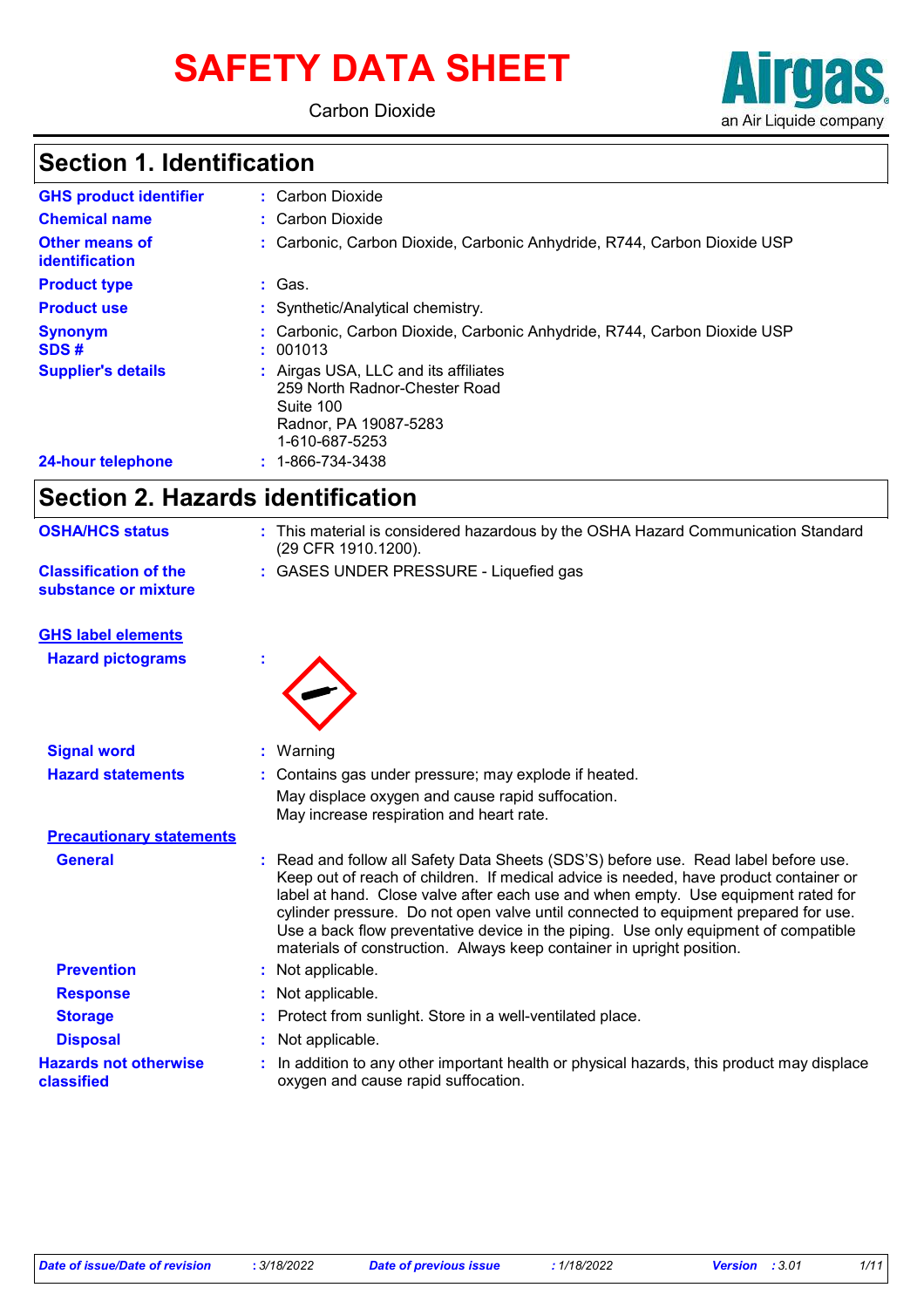# SAFETY DATA SHEET

Carbon Dioxide

Airgas
an Air Liquide company

## Section 1. Identification

| | |
|---|---|
| **GHS product identifier** | : Carbon Dioxide |
| **Chemical name** | : Carbon Dioxide |
| **Other means of identification** | : Carbonic, Carbon Dioxide, Carbonic Anhydride, R744, Carbon Dioxide USP |
| **Product type** | : Gas. |
| **Product use** | : Synthetic/Analytical chemistry. |
| **Synonym** | : Carbonic, Carbon Dioxide, Carbonic Anhydride, R744, Carbon Dioxide USP |
| **SDS #** | : 001013 |
| **Supplier's details** | : Airgas USA, LLC and its affiliates<br>259 North Radnor-Chester Road<br>Suite 100<br>Radnor, PA 19087-5283<br>1-610-687-5253 |
| **24-hour telephone** | : 1-866-734-3438 |

## Section 2. Hazards identification

| | |
|---|---|
| **OSHA/HCS status** | : This material is considered hazardous by the OSHA Hazard Communication Standard (29 CFR 1910.1200). |
| **Classification of the substance or mixture** | : GASES UNDER PRESSURE - Liquefied gas |

**GHS label elements**

| | |
|---|---|
| **Hazard pictograms** | : |
| **Signal word** | : Warning |
| **Hazard statements** | : Contains gas under pressure; may explode if heated.<br>May displace oxygen and cause rapid suffocation.<br>May increase respiration and heart rate. |

**Precautionary statements**

| | |
|---|---|
| **General** | : Read and follow all Safety Data Sheets (SDS'S) before use. Read label before use. Keep out of reach of children. If medical advice is needed, have product container or label at hand. Close valve after each use and when empty. Use equipment rated for cylinder pressure. Do not open valve until connected to equipment prepared for use. Use a back flow preventative device in the piping. Use only equipment of compatible materials of construction. Always keep container in upright position. |
| **Prevention** | : Not applicable. |
| **Response** | : Not applicable. |
| **Storage** | : Protect from sunlight. Store in a well-ventilated place. |
| **Disposal** | : Not applicable. |
| **Hazards not otherwise classified** | : In addition to any other important health or physical hazards, this product may displace oxygen and cause rapid suffocation. |

| Date of issue/Date of revision | : 3/18/2022 | Date of previous issue | : 1/18/2022 | Version | : 3.01 |
|---|---|---|---|---|---|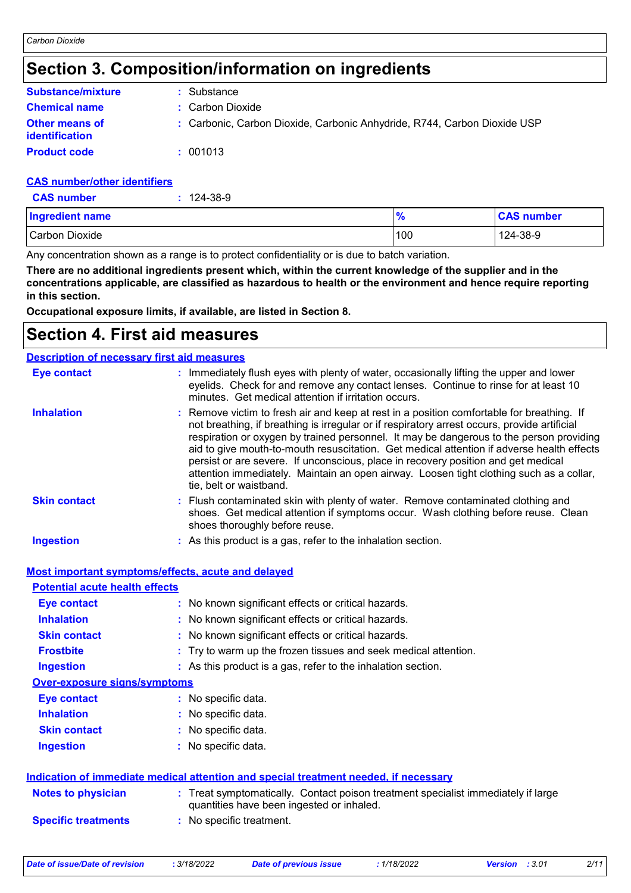## Section 3. Composition/information on ingredients

| | |
|---|---|
| **Substance/mixture** | : Substance |
| **Chemical name** | : Carbon Dioxide |
| **Other means of identification** | : Carbonic, Carbon Dioxide, Carbonic Anhydride, R744, Carbon Dioxide USP |
| **Product code** | : 001013 |

**CAS number/other identifiers**

**CAS number** : 124-38-9

| Ingredient name | % | CAS number |
|---|---|---|
| Carbon Dioxide | 100 | 124-38-9 |

Any concentration shown as a range is to protect confidentiality or is due to batch variation.

**There are no additional ingredients present which, within the current knowledge of the supplier and in the concentrations applicable, are classified as hazardous to health or the environment and hence require reporting in this section.**

**Occupational exposure limits, if available, are listed in Section 8.**

## Section 4. First aid measures

**Description of necessary first aid measures**

| | |
|---|---|
| **Eye contact** | : Immediately flush eyes with plenty of water, occasionally lifting the upper and lower eyelids. Check for and remove any contact lenses. Continue to rinse for at least 10 minutes. Get medical attention if irritation occurs. |
| **Inhalation** | : Remove victim to fresh air and keep at rest in a position comfortable for breathing. If not breathing, if breathing is irregular or if respiratory arrest occurs, provide artificial respiration or oxygen by trained personnel. It may be dangerous to the person providing aid to give mouth-to-mouth resuscitation. Get medical attention if adverse health effects persist or are severe. If unconscious, place in recovery position and get medical attention immediately. Maintain an open airway. Loosen tight clothing such as a collar, tie, belt or waistband. |
| **Skin contact** | : Flush contaminated skin with plenty of water. Remove contaminated clothing and shoes. Get medical attention if symptoms occur. Wash clothing before reuse. Clean shoes thoroughly before reuse. |
| **Ingestion** | : As this product is a gas, refer to the inhalation section. |

**Most important symptoms/effects, acute and delayed**

**Potential acute health effects**

| | |
|---|---|
| **Eye contact** | : No known significant effects or critical hazards. |
| **Inhalation** | : No known significant effects or critical hazards. |
| **Skin contact** | : No known significant effects or critical hazards. |
| **Frostbite** | : Try to warm up the frozen tissues and seek medical attention. |
| **Ingestion** | : As this product is a gas, refer to the inhalation section. |

**Over-exposure signs/symptoms**

| | |
|---|---|
| **Eye contact** | : No specific data. |
| **Inhalation** | : No specific data. |
| **Skin contact** | : No specific data. |
| **Ingestion** | : No specific data. |

**Indication of immediate medical attention and special treatment needed, if necessary**

| | |
|---|---|
| **Notes to physician** | : Treat symptomatically. Contact poison treatment specialist immediately if large quantities have been ingested or inhaled. |
| **Specific treatments** | : No specific treatment. |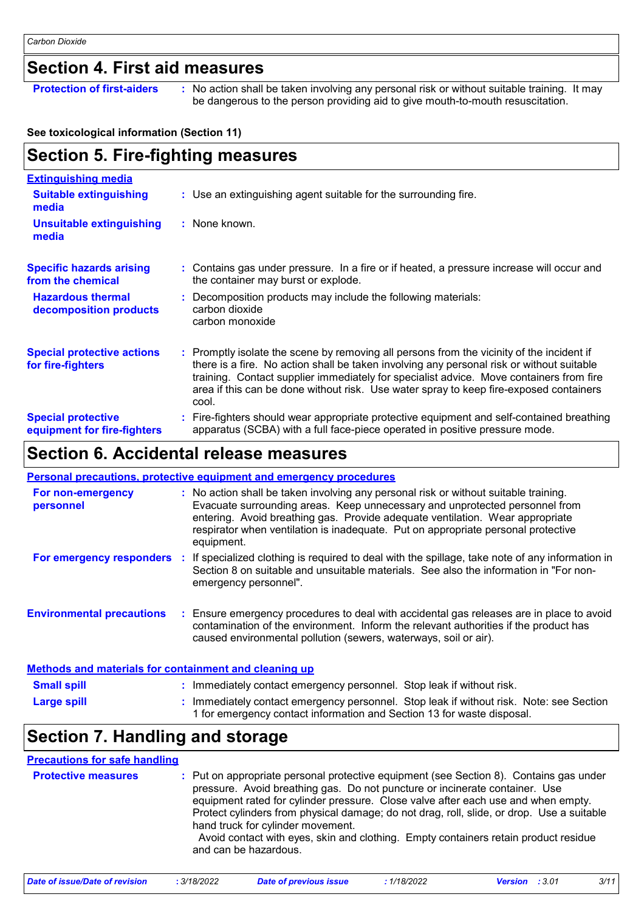## Section 4. First aid measures

**Protection of first-aiders** : No action shall be taken involving any personal risk or without suitable training. It may be dangerous to the person providing aid to give mouth-to-mouth resuscitation.

**See toxicological information (Section 11)**

## Section 5. Fire-fighting measures

**Extinguishing media**

**Suitable extinguishing media** : Use an extinguishing agent suitable for the surrounding fire.

**Unsuitable extinguishing media** : None known.

**Specific hazards arising from the chemical** : Contains gas under pressure. In a fire or if heated, a pressure increase will occur and the container may burst or explode.

**Hazardous thermal decomposition products** : Decomposition products may include the following materials:
carbon dioxide
carbon monoxide

**Special protective actions for fire-fighters** : Promptly isolate the scene by removing all persons from the vicinity of the incident if there is a fire. No action shall be taken involving any personal risk or without suitable training. Contact supplier immediately for specialist advice. Move containers from fire area if this can be done without risk. Use water spray to keep fire-exposed containers cool.

**Special protective equipment for fire-fighters** : Fire-fighters should wear appropriate protective equipment and self-contained breathing apparatus (SCBA) with a full face-piece operated in positive pressure mode.

## Section 6. Accidental release measures

**Personal precautions, protective equipment and emergency procedures**

**For non-emergency personnel** : No action shall be taken involving any personal risk or without suitable training. Evacuate surrounding areas. Keep unnecessary and unprotected personnel from entering. Avoid breathing gas. Provide adequate ventilation. Wear appropriate respirator when ventilation is inadequate. Put on appropriate personal protective equipment.

**For emergency responders** : If specialized clothing is required to deal with the spillage, take note of any information in Section 8 on suitable and unsuitable materials. See also the information in "For non-emergency personnel".

**Environmental precautions** : Ensure emergency procedures to deal with accidental gas releases are in place to avoid contamination of the environment. Inform the relevant authorities if the product has caused environmental pollution (sewers, waterways, soil or air).

**Methods and materials for containment and cleaning up**

**Small spill** : Immediately contact emergency personnel. Stop leak if without risk.

**Large spill** : Immediately contact emergency personnel. Stop leak if without risk. Note: see Section 1 for emergency contact information and Section 13 for waste disposal.

## Section 7. Handling and storage

**Precautions for safe handling**

**Protective measures** : Put on appropriate personal protective equipment (see Section 8). Contains gas under pressure. Avoid breathing gas. Do not puncture or incinerate container. Use equipment rated for cylinder pressure. Close valve after each use and when empty. Protect cylinders from physical damage; do not drag, roll, slide, or drop. Use a suitable hand truck for cylinder movement.
Avoid contact with eyes, skin and clothing. Empty containers retain product residue and can be hazardous.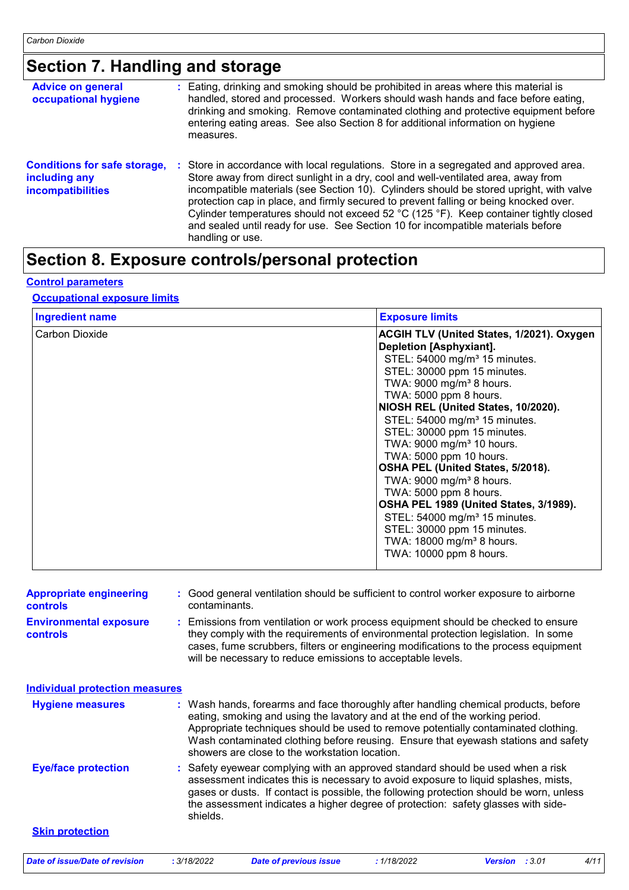# Section 7. Handling and storage

**Advice on general occupational hygiene** : Eating, drinking and smoking should be prohibited in areas where this material is handled, stored and processed. Workers should wash hands and face before eating, drinking and smoking. Remove contaminated clothing and protective equipment before entering eating areas. See also Section 8 for additional information on hygiene measures.

**Conditions for safe storage, including any incompatibilities** : Store in accordance with local regulations. Store in a segregated and approved area. Store away from direct sunlight in a dry, cool and well-ventilated area, away from incompatible materials (see Section 10). Cylinders should be stored upright, with valve protection cap in place, and firmly secured to prevent falling or being knocked over. Cylinder temperatures should not exceed 52 °C (125 °F). Keep container tightly closed and sealed until ready for use. See Section 10 for incompatible materials before handling or use.

# Section 8. Exposure controls/personal protection

## Control parameters

### Occupational exposure limits

| Ingredient name | Exposure limits |
| --- | --- |
| Carbon Dioxide | **ACGIH TLV (United States, 1/2021). Oxygen Depletion [Asphyxiant].**<br>STEL: 54000 mg/m³ 15 minutes.<br>STEL: 30000 ppm 15 minutes.<br>TWA: 9000 mg/m³ 8 hours.<br>TWA: 5000 ppm 8 hours.<br>**NIOSH REL (United States, 10/2020).**<br>STEL: 54000 mg/m³ 15 minutes.<br>STEL: 30000 ppm 15 minutes.<br>TWA: 9000 mg/m³ 10 hours.<br>TWA: 5000 ppm 10 hours.<br>**OSHA PEL (United States, 5/2018).**<br>TWA: 9000 mg/m³ 8 hours.<br>TWA: 5000 ppm 8 hours.<br>**OSHA PEL 1989 (United States, 3/1989).**<br>STEL: 54000 mg/m³ 15 minutes.<br>STEL: 30000 ppm 15 minutes.<br>TWA: 18000 mg/m³ 8 hours.<br>TWA: 10000 ppm 8 hours. |

**Appropriate engineering controls** : Good general ventilation should be sufficient to control worker exposure to airborne contaminants.

**Environmental exposure controls** : Emissions from ventilation or work process equipment should be checked to ensure they comply with the requirements of environmental protection legislation. In some cases, fume scrubbers, filters or engineering modifications to the process equipment will be necessary to reduce emissions to acceptable levels.

## Individual protection measures

**Hygiene measures** : Wash hands, forearms and face thoroughly after handling chemical products, before eating, smoking and using the lavatory and at the end of the working period. Appropriate techniques should be used to remove potentially contaminated clothing. Wash contaminated clothing before reusing. Ensure that eyewash stations and safety showers are close to the workstation location.

**Eye/face protection** : Safety eyewear complying with an approved standard should be used when a risk assessment indicates this is necessary to avoid exposure to liquid splashes, mists, gases or dusts. If contact is possible, the following protection should be worn, unless the assessment indicates a higher degree of protection: safety glasses with side-shields.

### Skin protection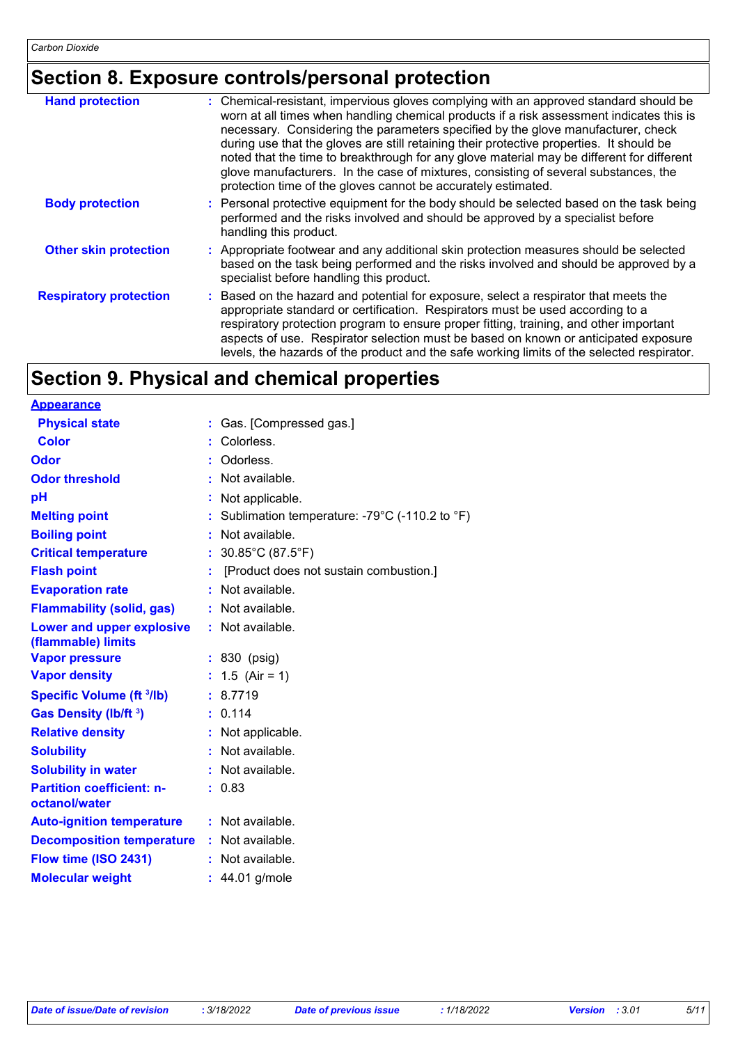## Section 8. Exposure controls/personal protection

| | |
|---|---|
| **Hand protection** | : Chemical-resistant, impervious gloves complying with an approved standard should be worn at all times when handling chemical products if a risk assessment indicates this is necessary. Considering the parameters specified by the glove manufacturer, check during use that the gloves are still retaining their protective properties. It should be noted that the time to breakthrough for any glove material may be different for different glove manufacturers. In the case of mixtures, consisting of several substances, the protection time of the gloves cannot be accurately estimated. |
| **Body protection** | : Personal protective equipment for the body should be selected based on the task being performed and the risks involved and should be approved by a specialist before handling this product. |
| **Other skin protection** | : Appropriate footwear and any additional skin protection measures should be selected based on the task being performed and the risks involved and should be approved by a specialist before handling this product. |
| **Respiratory protection** | : Based on the hazard and potential for exposure, select a respirator that meets the appropriate standard or certification. Respirators must be used according to a respiratory protection program to ensure proper fitting, training, and other important aspects of use. Respirator selection must be based on known or anticipated exposure levels, the hazards of the product and the safe working limits of the selected respirator. |

## Section 9. Physical and chemical properties

**Appearance**

| | |
|---|---|
| **Physical state** | : Gas. [Compressed gas.] |
| **Color** | : Colorless. |
| **Odor** | : Odorless. |
| **Odor threshold** | : Not available. |
| **pH** | : Not applicable. |
| **Melting point** | : Sublimation temperature: -79°C (-110.2 to °F) |
| **Boiling point** | : Not available. |
| **Critical temperature** | : 30.85°C (87.5°F) |
| **Flash point** | : [Product does not sustain combustion.] |
| **Evaporation rate** | : Not available. |
| **Flammability (solid, gas)** | : Not available. |
| **Lower and upper explosive (flammable) limits** | : Not available. |
| **Vapor pressure** | : 830 (psig) |
| **Vapor density** | : 1.5 (Air = 1) |
| **Specific Volume ($ft^3/lb$)** | : 8.7719 |
| **Gas Density ($lb/ft^3$)** | : 0.114 |
| **Relative density** | : Not applicable. |
| **Solubility** | : Not available. |
| **Solubility in water** | : Not available. |
| **Partition coefficient: n-octanol/water** | : 0.83 |
| **Auto-ignition temperature** | : Not available. |
| **Decomposition temperature** | : Not available. |
| **Flow time (ISO 2431)** | : Not available. |
| **Molecular weight** | : 44.01 g/mole |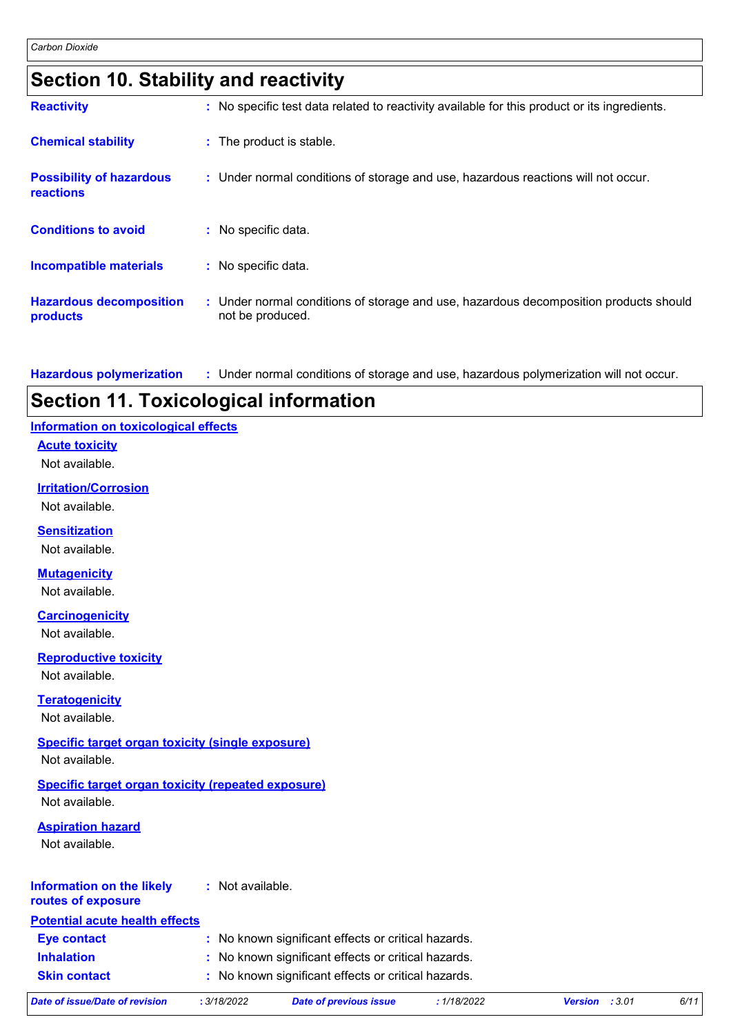## Section 10. Stability and reactivity

**Reactivity** : No specific test data related to reactivity available for this product or its ingredients.

**Chemical stability** : The product is stable.

**Possibility of hazardous reactions** : Under normal conditions of storage and use, hazardous reactions will not occur.

**Conditions to avoid** : No specific data.

**Incompatible materials** : No specific data.

**Hazardous decomposition products** : Under normal conditions of storage and use, hazardous decomposition products should not be produced.

**Hazardous polymerization** : Under normal conditions of storage and use, hazardous polymerization will not occur.

## Section 11. Toxicological information

### Information on toxicological effects

**Acute toxicity**

Not available.

**Irritation/Corrosion**

Not available.

**Sensitization**

Not available.

**Mutagenicity**

Not available.

**Carcinogenicity**

Not available.

**Reproductive toxicity**

Not available.

**Teratogenicity**

Not available.

**Specific target organ toxicity (single exposure)**

Not available.

**Specific target organ toxicity (repeated exposure)**

Not available.

**Aspiration hazard**

Not available.

**Information on the likely routes of exposure** : Not available.

**Potential acute health effects**

**Eye contact** : No known significant effects or critical hazards.

**Inhalation** : No known significant effects or critical hazards.

**Skin contact** : No known significant effects or critical hazards.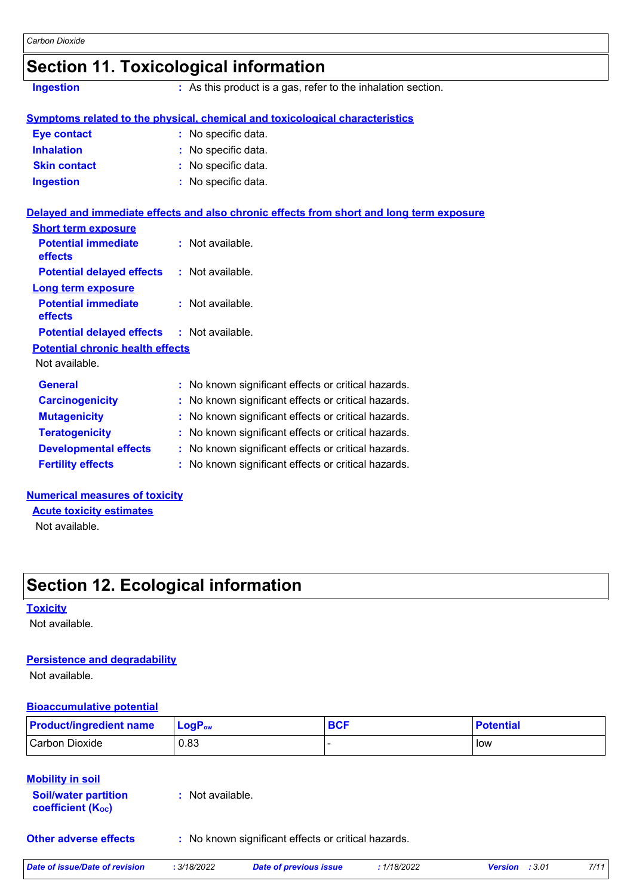## Section 11. Toxicological information

**Ingestion** : As this product is a gas, refer to the inhalation section.

**Symptoms related to the physical, chemical and toxicological characteristics**

**Eye contact** : No specific data.

**Inhalation** : No specific data.

**Skin contact** : No specific data.

**Ingestion** : No specific data.

**Delayed and immediate effects and also chronic effects from short and long term exposure**

**Short term exposure**

**Potential immediate effects** : Not available.

**Potential delayed effects** : Not available.

**Long term exposure**

**Potential immediate effects** : Not available.

**Potential delayed effects** : Not available.

**Potential chronic health effects**

Not available.

**General** : No known significant effects or critical hazards.

**Carcinogenicity** : No known significant effects or critical hazards.

**Mutagenicity** : No known significant effects or critical hazards.

**Teratogenicity** : No known significant effects or critical hazards.

**Developmental effects** : No known significant effects or critical hazards.

**Fertility effects** : No known significant effects or critical hazards.

**Numerical measures of toxicity**

**Acute toxicity estimates**

Not available.

## Section 12. Ecological information

**Toxicity**

Not available.

**Persistence and degradability**

Not available.

**Bioaccumulative potential**

| Product/ingredient name | $LogP_{ow}$ | BCF | Potential |
|---|---|---|---|
| Carbon Dioxide | 0.83 | - | low |

**Mobility in soil**

**Soil/water partition coefficient ($K_{OC}$)** : Not available.

**Other adverse effects** : No known significant effects or critical hazards.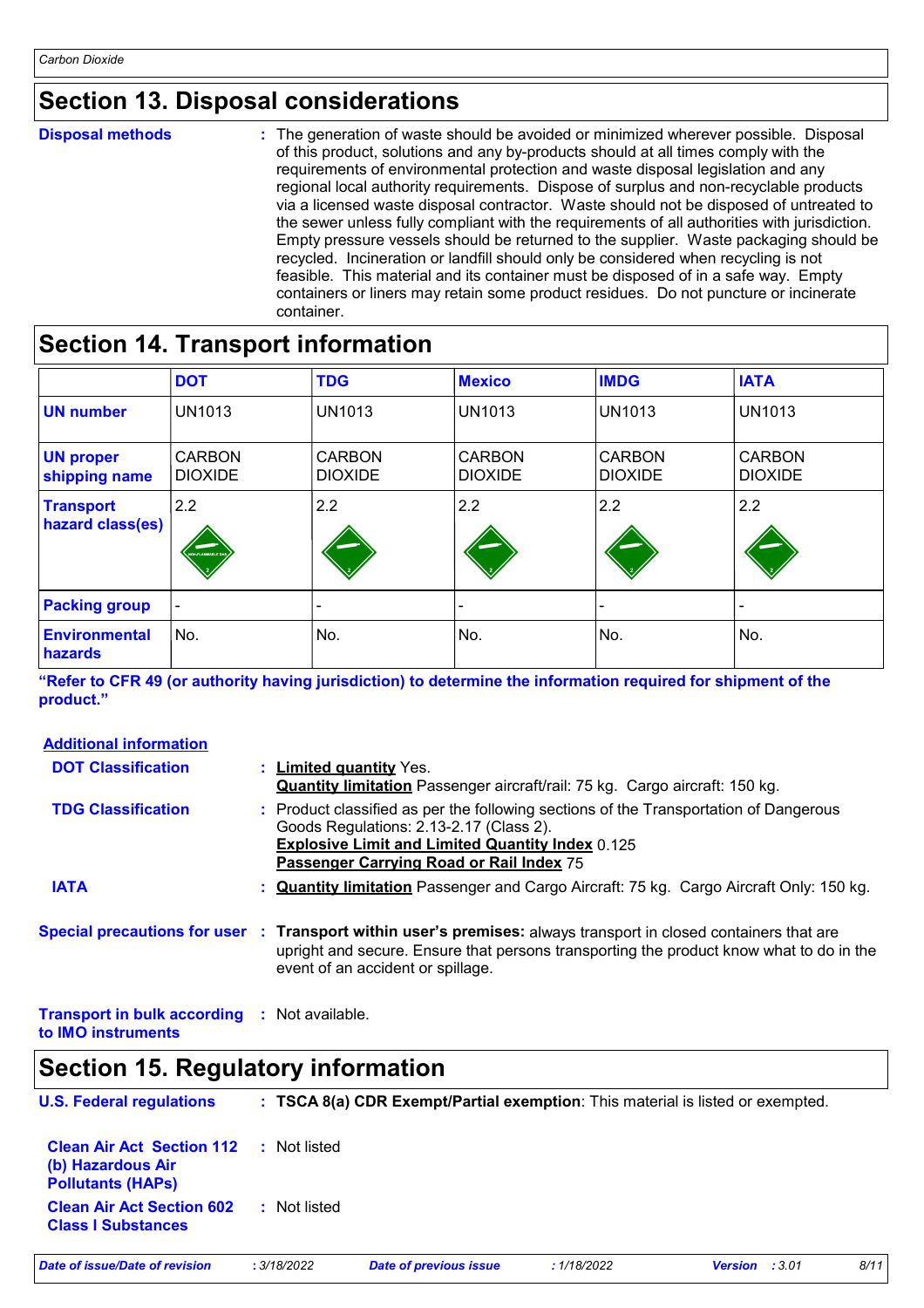## Section 13. Disposal considerations

**Disposal methods** : The generation of waste should be avoided or minimized wherever possible. Disposal of this product, solutions and any by-products should at all times comply with the requirements of environmental protection and waste disposal legislation and any regional local authority requirements. Dispose of surplus and non-recyclable products via a licensed waste disposal contractor. Waste should not be disposed of untreated to the sewer unless fully compliant with the requirements of all authorities with jurisdiction. Empty pressure vessels should be returned to the supplier. Waste packaging should be recycled. Incineration or landfill should only be considered when recycling is not feasible. This material and its container must be disposed of in a safe way. Empty containers or liners may retain some product residues. Do not puncture or incinerate container.

## Section 14. Transport information

| | DOT | TDG | Mexico | IMDG | IATA |
|---|---|---|---|---|---|
| **UN number** | UN1013 | UN1013 | UN1013 | UN1013 | UN1013 |
| **UN proper shipping name** | CARBON DIOXIDE | CARBON DIOXIDE | CARBON DIOXIDE | CARBON DIOXIDE | CARBON DIOXIDE |
| **Transport hazard class(es)** | 2.2 | 2.2 | 2.2 | 2.2 | 2.2 |
| **Packing group** | - | - | - | - | - |
| **Environmental hazards** | No. | No. | No. | No. | No. |

**"Refer to CFR 49 (or authority having jurisdiction) to determine the information required for shipment of the product."**

**Additional information**

**DOT Classification** : **Limited quantity** Yes.
**Quantity limitation** Passenger aircraft/rail: 75 kg. Cargo aircraft: 150 kg.

**TDG Classification** : Product classified as per the following sections of the Transportation of Dangerous Goods Regulations: 2.13-2.17 (Class 2).
**Explosive Limit and Limited Quantity Index** 0.125
**Passenger Carrying Road or Rail Index** 75

**IATA** : **Quantity limitation** Passenger and Cargo Aircraft: 75 kg. Cargo Aircraft Only: 150 kg.

**Special precautions for user** : **Transport within user's premises:** always transport in closed containers that are upright and secure. Ensure that persons transporting the product know what to do in the event of an accident or spillage.

**Transport in bulk according to IMO instruments** : Not available.

## Section 15. Regulatory information

**U.S. Federal regulations** : **TSCA 8(a) CDR Exempt/Partial exemption**: This material is listed or exempted.

**Clean Air Act Section 112 (b) Hazardous Air Pollutants (HAPs)** : Not listed

**Clean Air Act Section 602 Class I Substances** : Not listed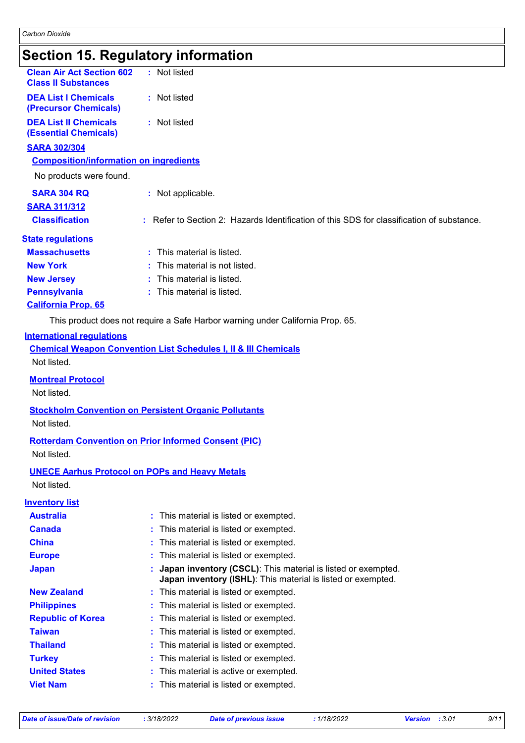# Section 15. Regulatory information

**Clean Air Act Section 602 Class II Substances** : Not listed

**DEA List I Chemicals (Precursor Chemicals)** : Not listed

**DEA List II Chemicals (Essential Chemicals)** : Not listed

**SARA 302/304**

**Composition/information on ingredients**

No products were found.

**SARA 304 RQ** : Not applicable.

**SARA 311/312**

**Classification** : Refer to Section 2: Hazards Identification of this SDS for classification of substance.

**State regulations**

**Massachusetts** : This material is listed.

**New York** : This material is not listed.

**New Jersey** : This material is listed.

**Pennsylvania** : This material is listed.

**California Prop. 65**

This product does not require a Safe Harbor warning under California Prop. 65.

**International regulations**

**Chemical Weapon Convention List Schedules I, II & III Chemicals**

Not listed.

**Montreal Protocol**

Not listed.

**Stockholm Convention on Persistent Organic Pollutants**

Not listed.

**Rotterdam Convention on Prior Informed Consent (PIC)**

Not listed.

**UNECE Aarhus Protocol on POPs and Heavy Metals**

Not listed.

**Inventory list**

**Australia** : This material is listed or exempted.

**Canada** : This material is listed or exempted.

**China** : This material is listed or exempted.

**Europe** : This material is listed or exempted.

**Japan** : **Japan inventory (CSCL)**: This material is listed or exempted.
**Japan inventory (ISHL)**: This material is listed or exempted.

**New Zealand** : This material is listed or exempted.

**Philippines** : This material is listed or exempted.

**Republic of Korea** : This material is listed or exempted.

**Taiwan** : This material is listed or exempted.

**Thailand** : This material is listed or exempted.

**Turkey** : This material is listed or exempted.

**United States** : This material is active or exempted.

**Viet Nam** : This material is listed or exempted.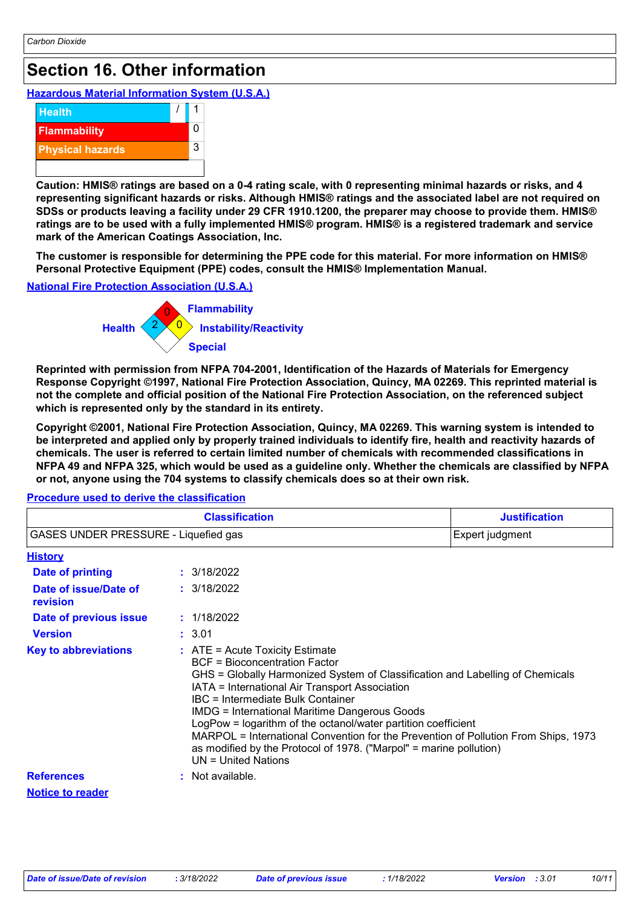# Section 16. Other information

**Hazardous Material Information System (U.S.A.)**

| | | |
|---|---|---|
| Health | / | 1 |
| Flammability | | 0 |
| Physical hazards | | 3 |

**Caution: HMIS® ratings are based on a 0-4 rating scale, with 0 representing minimal hazards or risks, and 4 representing significant hazards or risks. Although HMIS® ratings and the associated label are not required on SDSs or products leaving a facility under 29 CFR 1910.1200, the preparer may choose to provide them. HMIS® ratings are to be used with a fully implemented HMIS® program. HMIS® is a registered trademark and service mark of the American Coatings Association, Inc.**

**The customer is responsible for determining the PPE code for this material. For more information on HMIS® Personal Protective Equipment (PPE) codes, consult the HMIS® Implementation Manual.**

**National Fire Protection Association (U.S.A.)**

- Flammability: 0
- Health: 2
- Instability/Reactivity: 0
- Special:

**Reprinted with permission from NFPA 704-2001, Identification of the Hazards of Materials for Emergency Response Copyright ©1997, National Fire Protection Association, Quincy, MA 02269. This reprinted material is not the complete and official position of the National Fire Protection Association, on the referenced subject which is represented only by the standard in its entirety.**

**Copyright ©2001, National Fire Protection Association, Quincy, MA 02269. This warning system is intended to be interpreted and applied only by properly trained individuals to identify fire, health and reactivity hazards of chemicals. The user is referred to certain limited number of chemicals with recommended classifications in NFPA 49 and NFPA 325, which would be used as a guideline only. Whether the chemicals are classified by NFPA or not, anyone using the 704 systems to classify chemicals does so at their own risk.**

**Procedure used to derive the classification**

| Classification | Justification |
|---|---|
| GASES UNDER PRESSURE - Liquefied gas | Expert judgment |

**History**

**Date of printing** : 3/18/2022

**Date of issue/Date of revision** : 3/18/2022

**Date of previous issue** : 1/18/2022

**Version** : 3.01

**Key to abbreviations** :
ATE = Acute Toxicity Estimate
BCF = Bioconcentration Factor
GHS = Globally Harmonized System of Classification and Labelling of Chemicals
IATA = International Air Transport Association
IBC = Intermediate Bulk Container
IMDG = International Maritime Dangerous Goods
LogPow = logarithm of the octanol/water partition coefficient
MARPOL = International Convention for the Prevention of Pollution From Ships, 1973 as modified by the Protocol of 1978. ("Marpol" = marine pollution)
UN = United Nations

**References** : Not available.

**Notice to reader**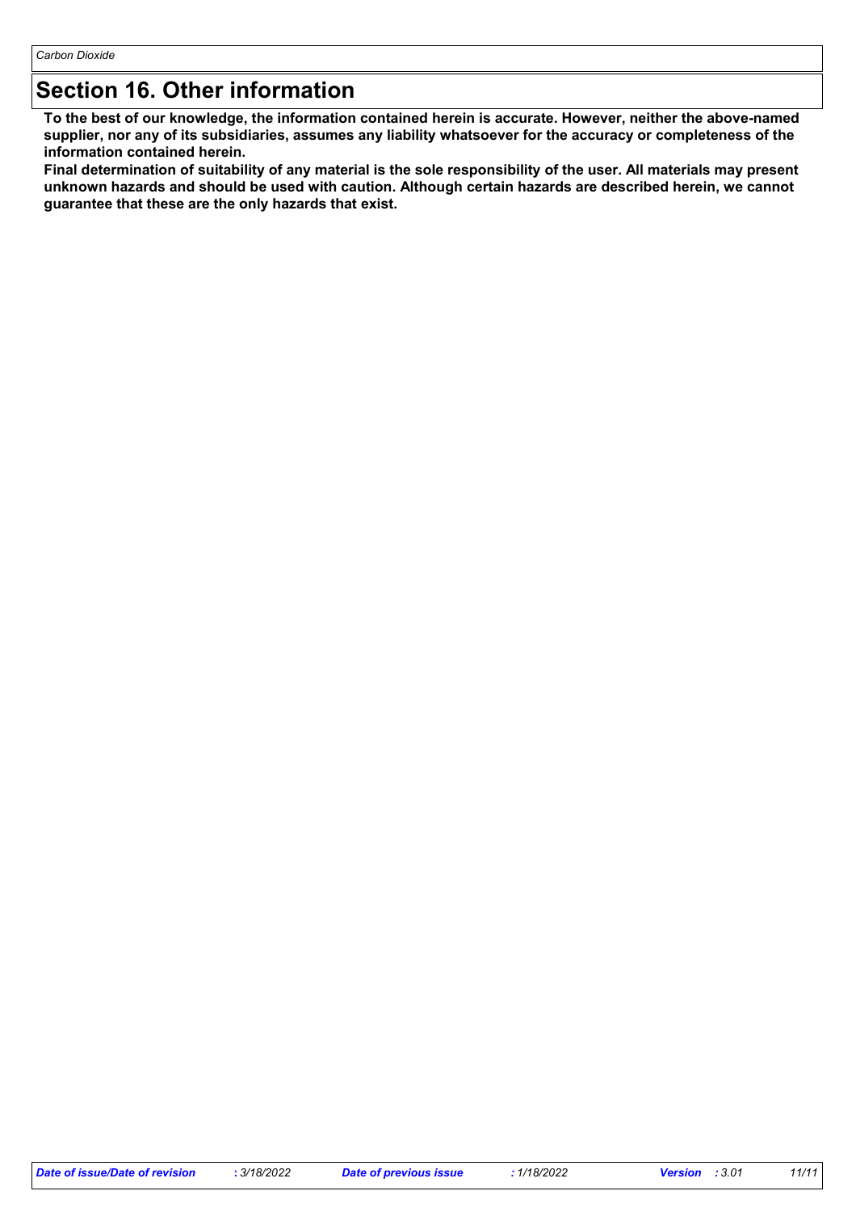## Section 16. Other information

**To the best of our knowledge, the information contained herein is accurate. However, neither the above-named supplier, nor any of its subsidiaries, assumes any liability whatsoever for the accuracy or completeness of the information contained herein.**

**Final determination of suitability of any material is the sole responsibility of the user. All materials may present unknown hazards and should be used with caution. Although certain hazards are described herein, we cannot guarantee that these are the only hazards that exist.**